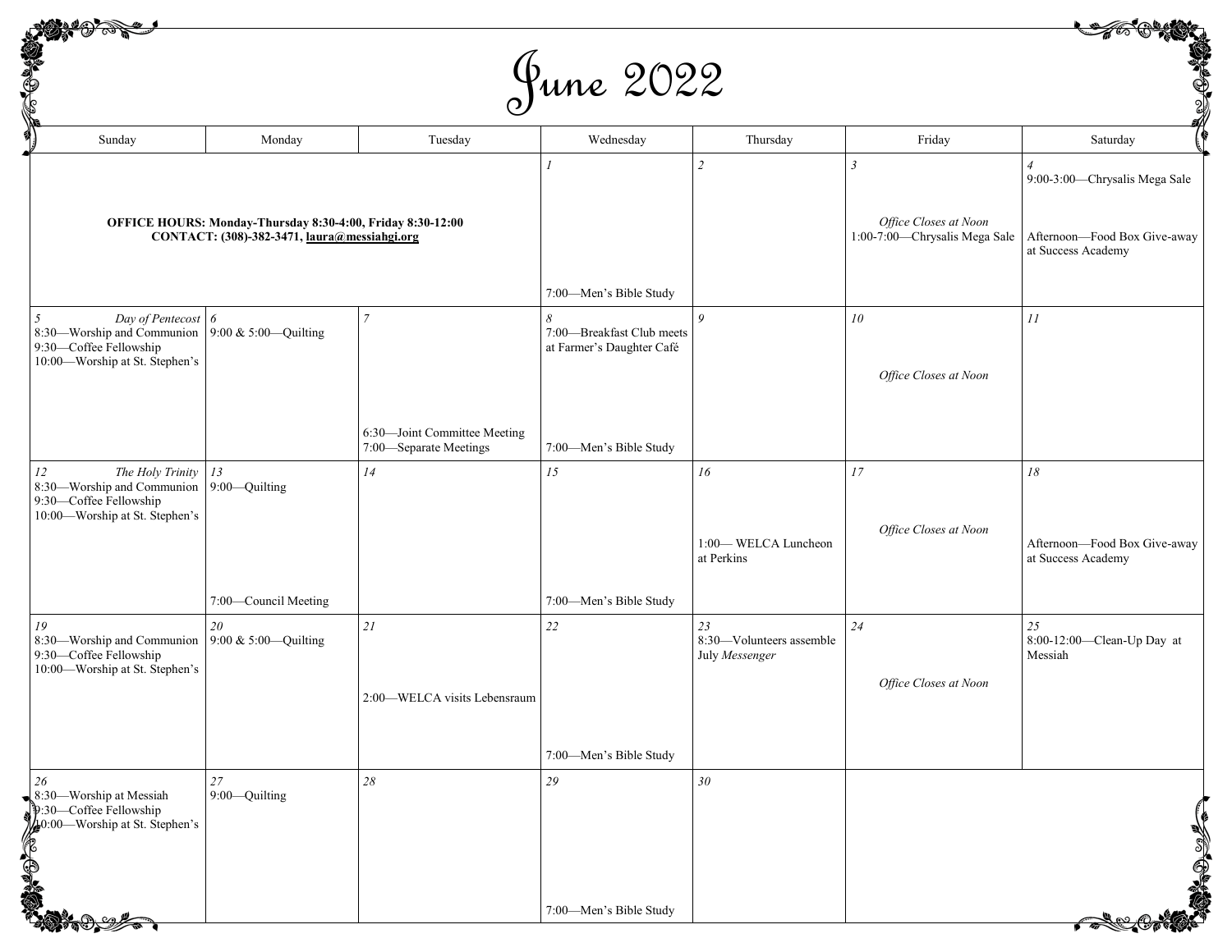# June 2022

| Sunday | Monday | Tuesday | Wednesday | Thursday | Friday | Saturday |
|---|---|---|---|---|---|---|
| **OFFICE HOURS: Monday-Thursday 8:30-4:00, Friday 8:30-12:00** **CONTACT: (308)-382-3471, laura@messiahgi.org** | | | *1* 7:00—Men's Bible Study | *2* | *3* *Office Closes at Noon* 1:00-7:00—Chrysalis Mega Sale | *4* 9:00-3:00—Chrysalis Mega Sale Afternoon—Food Box Give-away at Success Academy |
| *5* *Day of Pentecost* 8:30—Worship and Communion 9:30—Coffee Fellowship 10:00—Worship at St. Stephen's | *6* 9:00 & 5:00—Quilting | *7* 6:30—Joint Committee Meeting 7:00—Separate Meetings | *8* 7:00—Breakfast Club meets at Farmer's Daughter Café 7:00—Men's Bible Study | *9* | *10* *Office Closes at Noon* | *11* |
| *12* *The Holy Trinity* 8:30—Worship and Communion 9:30—Coffee Fellowship 10:00—Worship at St. Stephen's | *13* 9:00—Quilting 7:00—Council Meeting | *14* | *15* 7:00—Men's Bible Study | *16* 1:00— WELCA Luncheon at Perkins | *17* *Office Closes at Noon* | *18* Afternoon—Food Box Give-away at Success Academy |
| *19* 8:30—Worship and Communion 9:30—Coffee Fellowship 10:00—Worship at St. Stephen's | *20* 9:00 & 5:00—Quilting | *21* 2:00—WELCA visits Lebensraum | *22* 7:00—Men's Bible Study | *23* 8:30—Volunteers assemble July *Messenger* | *24* *Office Closes at Noon* | *25* 8:00-12:00—Clean-Up Day at Messiah |
| *26* 8:30—Worship at Messiah 9:30—Coffee Fellowship 10:00—Worship at St. Stephen's | *27* 9:00—Quilting | *28* | *29* 7:00—Men's Bible Study | *30* | | |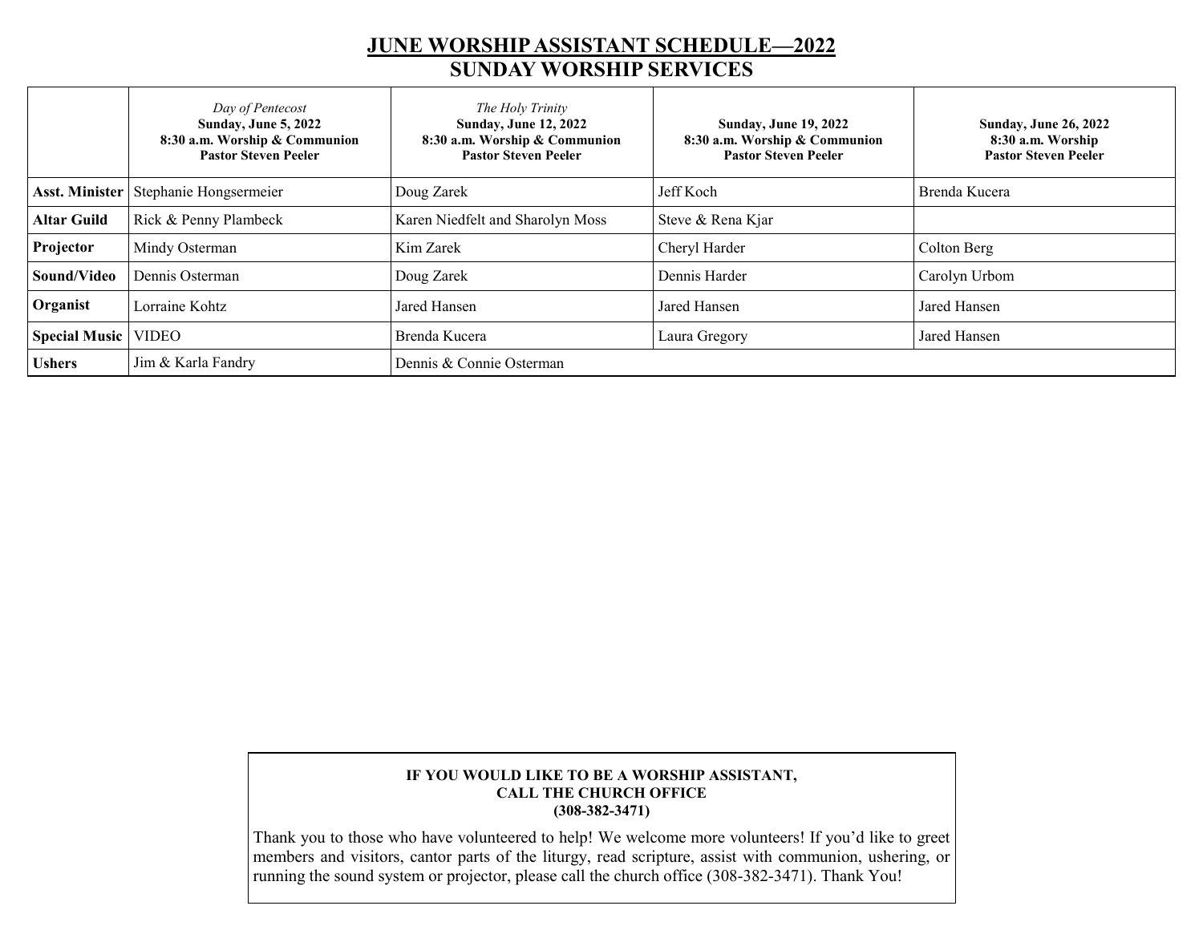# JUNE WORSHIP ASSISTANT SCHEDULE—2022
## SUNDAY WORSHIP SERVICES

| | *Day of Pentecost* **Sunday, June 5, 2022 8:30 a.m. Worship & Communion Pastor Steven Peeler** | *The Holy Trinity* **Sunday, June 12, 2022 8:30 a.m. Worship & Communion Pastor Steven Peeler** | **Sunday, June 19, 2022 8:30 a.m. Worship & Communion Pastor Steven Peeler** | **Sunday, June 26, 2022 8:30 a.m. Worship Pastor Steven Peeler** |
|---|---|---|---|---|
| **Asst. Minister** | Stephanie Hongsermeier | Doug Zarek | Jeff Koch | Brenda Kucera |
| **Altar Guild** | Rick & Penny Plambeck | Karen Niedfelt and Sharolyn Moss | Steve & Rena Kjar | |
| **Projector** | Mindy Osterman | Kim Zarek | Cheryl Harder | Colton Berg |
| **Sound/Video** | Dennis Osterman | Doug Zarek | Dennis Harder | Carolyn Urbom |
| **Organist** | Lorraine Kohtz | Jared Hansen | Jared Hansen | Jared Hansen |
| **Special Music** | VIDEO | Brenda Kucera | Laura Gregory | Jared Hansen |
| **Ushers** | Jim & Karla Fandry | Dennis & Connie Osterman | | |

**IF YOU WOULD LIKE TO BE A WORSHIP ASSISTANT, CALL THE CHURCH OFFICE (308-382-3471)**

Thank you to those who have volunteered to help! We welcome more volunteers! If you'd like to greet members and visitors, cantor parts of the liturgy, read scripture, assist with communion, ushering, or running the sound system or projector, please call the church office (308-382-3471). Thank You!